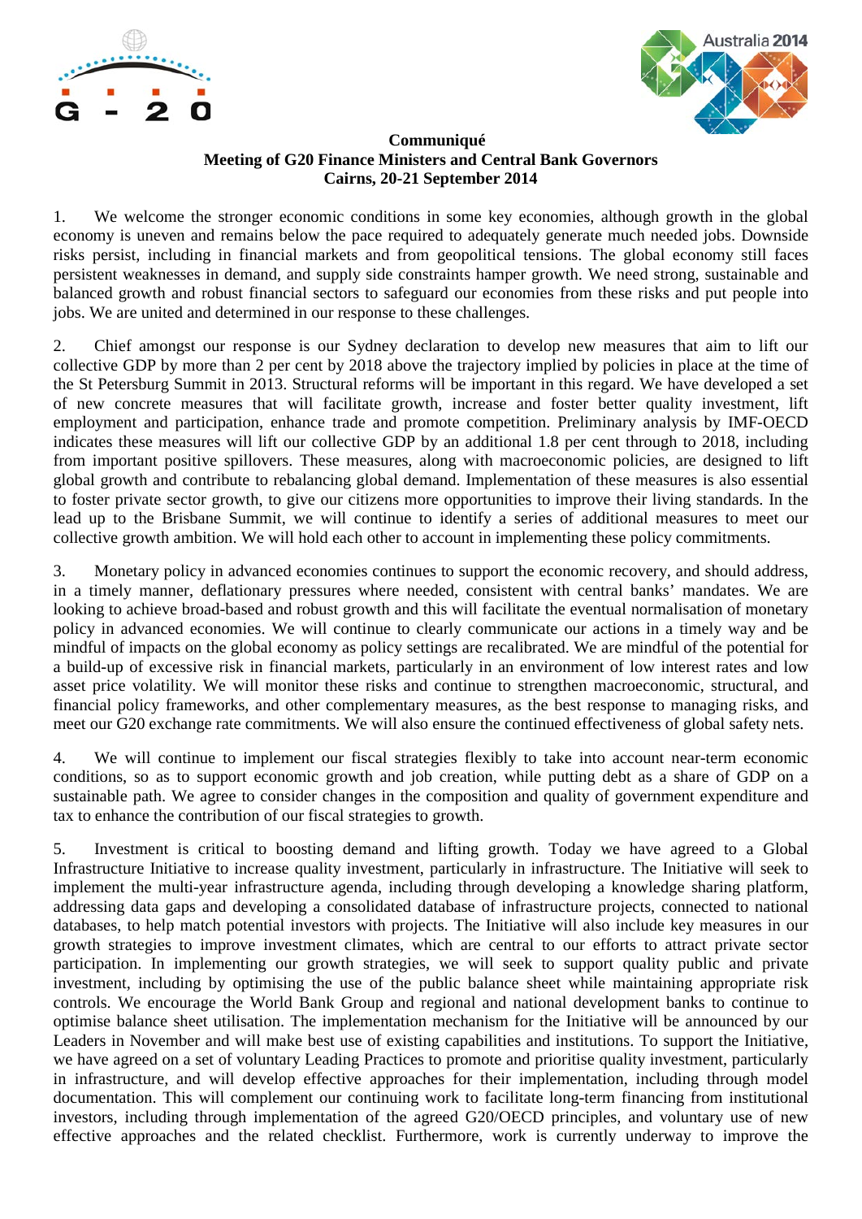**Communiqué**
**Meeting of G20 Finance Ministers and Central Bank Governors**
**Cairns, 20-21 September 2014**

1. We welcome the stronger economic conditions in some key economies, although growth in the global economy is uneven and remains below the pace required to adequately generate much needed jobs. Downside risks persist, including in financial markets and from geopolitical tensions. The global economy still faces persistent weaknesses in demand, and supply side constraints hamper growth. We need strong, sustainable and balanced growth and robust financial sectors to safeguard our economies from these risks and put people into jobs. We are united and determined in our response to these challenges.

2. Chief amongst our response is our Sydney declaration to develop new measures that aim to lift our collective GDP by more than 2 per cent by 2018 above the trajectory implied by policies in place at the time of the St Petersburg Summit in 2013. Structural reforms will be important in this regard. We have developed a set of new concrete measures that will facilitate growth, increase and foster better quality investment, lift employment and participation, enhance trade and promote competition. Preliminary analysis by IMF-OECD indicates these measures will lift our collective GDP by an additional 1.8 per cent through to 2018, including from important positive spillovers. These measures, along with macroeconomic policies, are designed to lift global growth and contribute to rebalancing global demand. Implementation of these measures is also essential to foster private sector growth, to give our citizens more opportunities to improve their living standards. In the lead up to the Brisbane Summit, we will continue to identify a series of additional measures to meet our collective growth ambition. We will hold each other to account in implementing these policy commitments.

3. Monetary policy in advanced economies continues to support the economic recovery, and should address, in a timely manner, deflationary pressures where needed, consistent with central banks' mandates. We are looking to achieve broad-based and robust growth and this will facilitate the eventual normalisation of monetary policy in advanced economies. We will continue to clearly communicate our actions in a timely way and be mindful of impacts on the global economy as policy settings are recalibrated. We are mindful of the potential for a build-up of excessive risk in financial markets, particularly in an environment of low interest rates and low asset price volatility. We will monitor these risks and continue to strengthen macroeconomic, structural, and financial policy frameworks, and other complementary measures, as the best response to managing risks, and meet our G20 exchange rate commitments. We will also ensure the continued effectiveness of global safety nets.

4. We will continue to implement our fiscal strategies flexibly to take into account near-term economic conditions, so as to support economic growth and job creation, while putting debt as a share of GDP on a sustainable path. We agree to consider changes in the composition and quality of government expenditure and tax to enhance the contribution of our fiscal strategies to growth.

5. Investment is critical to boosting demand and lifting growth. Today we have agreed to a Global Infrastructure Initiative to increase quality investment, particularly in infrastructure. The Initiative will seek to implement the multi-year infrastructure agenda, including through developing a knowledge sharing platform, addressing data gaps and developing a consolidated database of infrastructure projects, connected to national databases, to help match potential investors with projects. The Initiative will also include key measures in our growth strategies to improve investment climates, which are central to our efforts to attract private sector participation. In implementing our growth strategies, we will seek to support quality public and private investment, including by optimising the use of the public balance sheet while maintaining appropriate risk controls. We encourage the World Bank Group and regional and national development banks to continue to optimise balance sheet utilisation. The implementation mechanism for the Initiative will be announced by our Leaders in November and will make best use of existing capabilities and institutions. To support the Initiative, we have agreed on a set of voluntary Leading Practices to promote and prioritise quality investment, particularly in infrastructure, and will develop effective approaches for their implementation, including through model documentation. This will complement our continuing work to facilitate long-term financing from institutional investors, including through implementation of the agreed G20/OECD principles, and voluntary use of new effective approaches and the related checklist. Furthermore, work is currently underway to improve the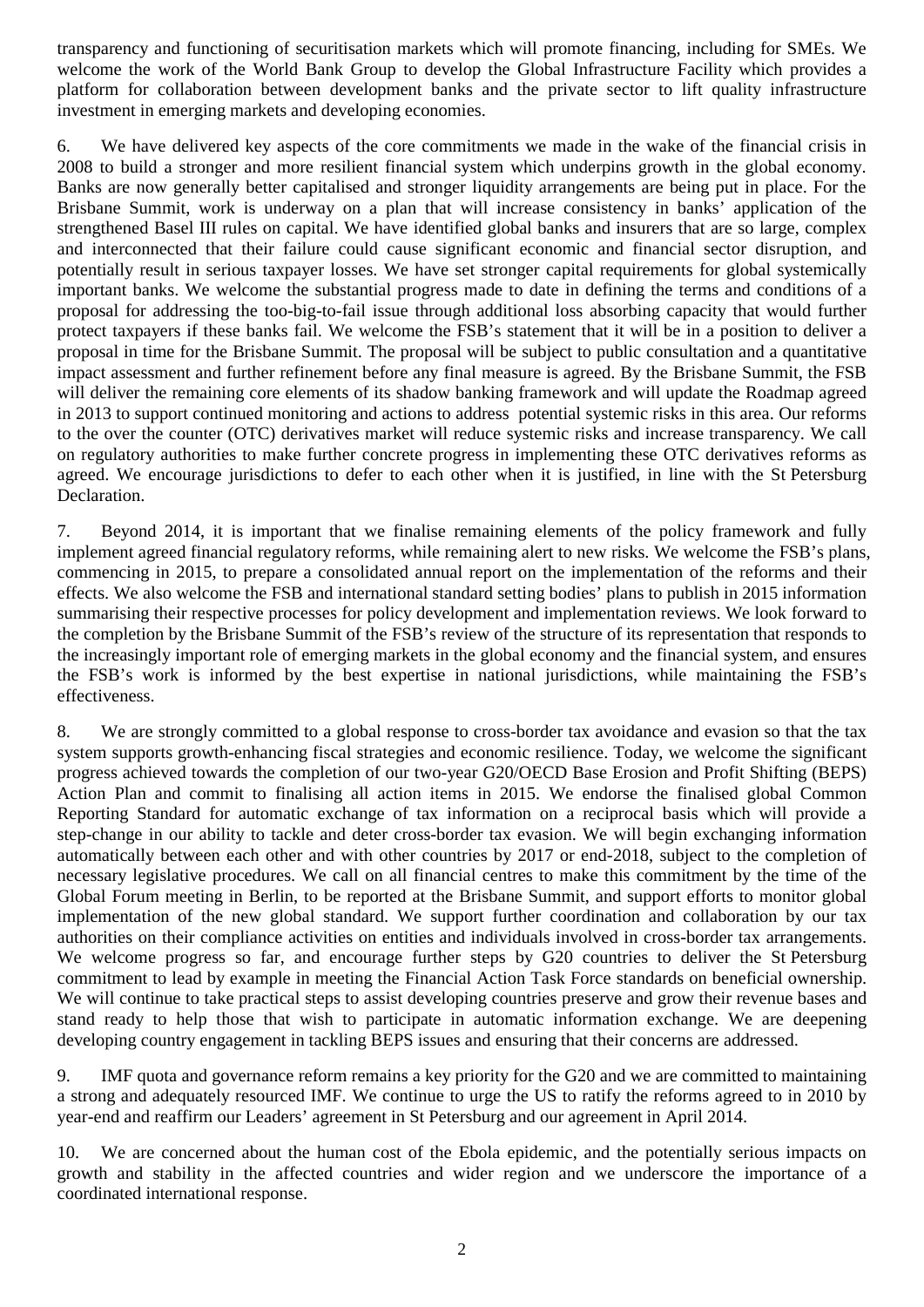transparency and functioning of securitisation markets which will promote financing, including for SMEs. We welcome the work of the World Bank Group to develop the Global Infrastructure Facility which provides a platform for collaboration between development banks and the private sector to lift quality infrastructure investment in emerging markets and developing economies.

6. We have delivered key aspects of the core commitments we made in the wake of the financial crisis in 2008 to build a stronger and more resilient financial system which underpins growth in the global economy. Banks are now generally better capitalised and stronger liquidity arrangements are being put in place. For the Brisbane Summit, work is underway on a plan that will increase consistency in banks' application of the strengthened Basel III rules on capital. We have identified global banks and insurers that are so large, complex and interconnected that their failure could cause significant economic and financial sector disruption, and potentially result in serious taxpayer losses. We have set stronger capital requirements for global systemically important banks. We welcome the substantial progress made to date in defining the terms and conditions of a proposal for addressing the too-big-to-fail issue through additional loss absorbing capacity that would further protect taxpayers if these banks fail. We welcome the FSB's statement that it will be in a position to deliver a proposal in time for the Brisbane Summit. The proposal will be subject to public consultation and a quantitative impact assessment and further refinement before any final measure is agreed. By the Brisbane Summit, the FSB will deliver the remaining core elements of its shadow banking framework and will update the Roadmap agreed in 2013 to support continued monitoring and actions to address potential systemic risks in this area. Our reforms to the over the counter (OTC) derivatives market will reduce systemic risks and increase transparency. We call on regulatory authorities to make further concrete progress in implementing these OTC derivatives reforms as agreed. We encourage jurisdictions to defer to each other when it is justified, in line with the St Petersburg Declaration.

7. Beyond 2014, it is important that we finalise remaining elements of the policy framework and fully implement agreed financial regulatory reforms, while remaining alert to new risks. We welcome the FSB's plans, commencing in 2015, to prepare a consolidated annual report on the implementation of the reforms and their effects. We also welcome the FSB and international standard setting bodies' plans to publish in 2015 information summarising their respective processes for policy development and implementation reviews. We look forward to the completion by the Brisbane Summit of the FSB's review of the structure of its representation that responds to the increasingly important role of emerging markets in the global economy and the financial system, and ensures the FSB's work is informed by the best expertise in national jurisdictions, while maintaining the FSB's effectiveness.

8. We are strongly committed to a global response to cross-border tax avoidance and evasion so that the tax system supports growth-enhancing fiscal strategies and economic resilience. Today, we welcome the significant progress achieved towards the completion of our two-year G20/OECD Base Erosion and Profit Shifting (BEPS) Action Plan and commit to finalising all action items in 2015. We endorse the finalised global Common Reporting Standard for automatic exchange of tax information on a reciprocal basis which will provide a step-change in our ability to tackle and deter cross-border tax evasion. We will begin exchanging information automatically between each other and with other countries by 2017 or end-2018, subject to the completion of necessary legislative procedures. We call on all financial centres to make this commitment by the time of the Global Forum meeting in Berlin, to be reported at the Brisbane Summit, and support efforts to monitor global implementation of the new global standard. We support further coordination and collaboration by our tax authorities on their compliance activities on entities and individuals involved in cross-border tax arrangements. We welcome progress so far, and encourage further steps by G20 countries to deliver the St Petersburg commitment to lead by example in meeting the Financial Action Task Force standards on beneficial ownership. We will continue to take practical steps to assist developing countries preserve and grow their revenue bases and stand ready to help those that wish to participate in automatic information exchange. We are deepening developing country engagement in tackling BEPS issues and ensuring that their concerns are addressed.

9. IMF quota and governance reform remains a key priority for the G20 and we are committed to maintaining a strong and adequately resourced IMF. We continue to urge the US to ratify the reforms agreed to in 2010 by year-end and reaffirm our Leaders' agreement in St Petersburg and our agreement in April 2014.

10. We are concerned about the human cost of the Ebola epidemic, and the potentially serious impacts on growth and stability in the affected countries and wider region and we underscore the importance of a coordinated international response.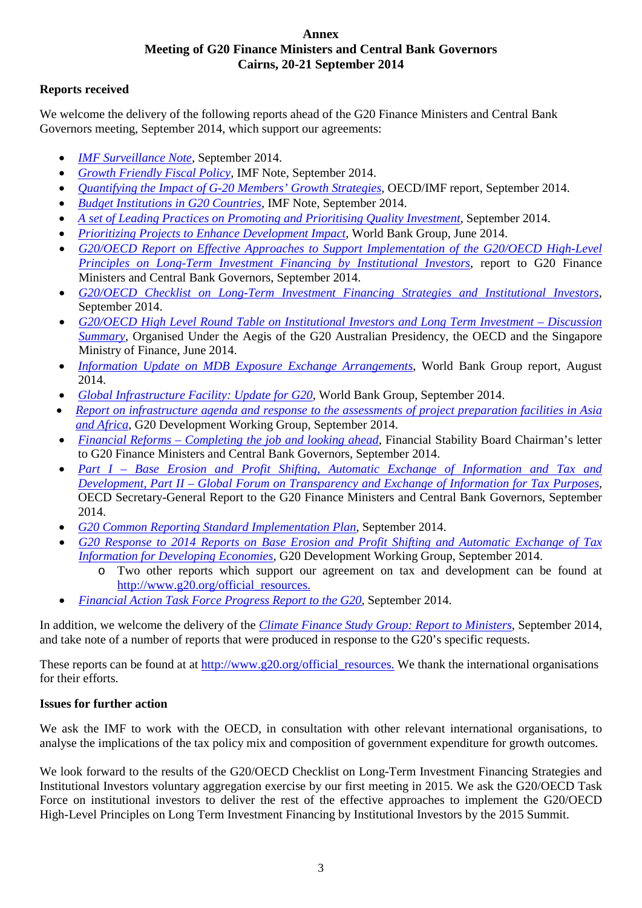**Annex**
**Meeting of G20 Finance Ministers and Central Bank Governors**
**Cairns, 20-21 September 2014**

**Reports received**

We welcome the delivery of the following reports ahead of the G20 Finance Ministers and Central Bank Governors meeting, September 2014, which support our agreements:

- *IMF Surveillance Note*, September 2014.
- *Growth Friendly Fiscal Policy*, IMF Note, September 2014.
- *Quantifying the Impact of G-20 Members' Growth Strategies*, OECD/IMF report, September 2014.
- *Budget Institutions in G20 Countries*, IMF Note, September 2014.
- *A set of Leading Practices on Promoting and Prioritising Quality Investment*, September 2014.
- *Prioritizing Projects to Enhance Development Impact*, World Bank Group, June 2014.
- *G20/OECD Report on Effective Approaches to Support Implementation of the G20/OECD High-Level Principles on Long-Term Investment Financing by Institutional Investors*, report to G20 Finance Ministers and Central Bank Governors, September 2014.
- *G20/OECD Checklist on Long-Term Investment Financing Strategies and Institutional Investors*, September 2014.
- *G20/OECD High Level Round Table on Institutional Investors and Long Term Investment – Discussion Summary*, Organised Under the Aegis of the G20 Australian Presidency, the OECD and the Singapore Ministry of Finance, June 2014.
- *Information Update on MDB Exposure Exchange Arrangements*, World Bank Group report, August 2014.
- *Global Infrastructure Facility: Update for G20*, World Bank Group, September 2014.
- *Report on infrastructure agenda and response to the assessments of project preparation facilities in Asia and Africa*, G20 Development Working Group, September 2014.
- *Financial Reforms – Completing the job and looking ahead*, Financial Stability Board Chairman's letter to G20 Finance Ministers and Central Bank Governors, September 2014.
- *Part I – Base Erosion and Profit Shifting, Automatic Exchange of Information and Tax and Development, Part II – Global Forum on Transparency and Exchange of Information for Tax Purposes*, OECD Secretary-General Report to the G20 Finance Ministers and Central Bank Governors, September 2014.
- *G20 Common Reporting Standard Implementation Plan*, September 2014.
- *G20 Response to 2014 Reports on Base Erosion and Profit Shifting and Automatic Exchange of Tax Information for Developing Economies*, G20 Development Working Group, September 2014.
  - Two other reports which support our agreement on tax and development can be found at http://www.g20.org/official_resources.
- *Financial Action Task Force Progress Report to the G20*, September 2014.

In addition, we welcome the delivery of the *Climate Finance Study Group: Report to Ministers*, September 2014, and take note of a number of reports that were produced in response to the G20's specific requests.

These reports can be found at at http://www.g20.org/official_resources. We thank the international organisations for their efforts.

**Issues for further action**

We ask the IMF to work with the OECD, in consultation with other relevant international organisations, to analyse the implications of the tax policy mix and composition of government expenditure for growth outcomes.

We look forward to the results of the G20/OECD Checklist on Long-Term Investment Financing Strategies and Institutional Investors voluntary aggregation exercise by our first meeting in 2015. We ask the G20/OECD Task Force on institutional investors to deliver the rest of the effective approaches to implement the G20/OECD High-Level Principles on Long Term Investment Financing by Institutional Investors by the 2015 Summit.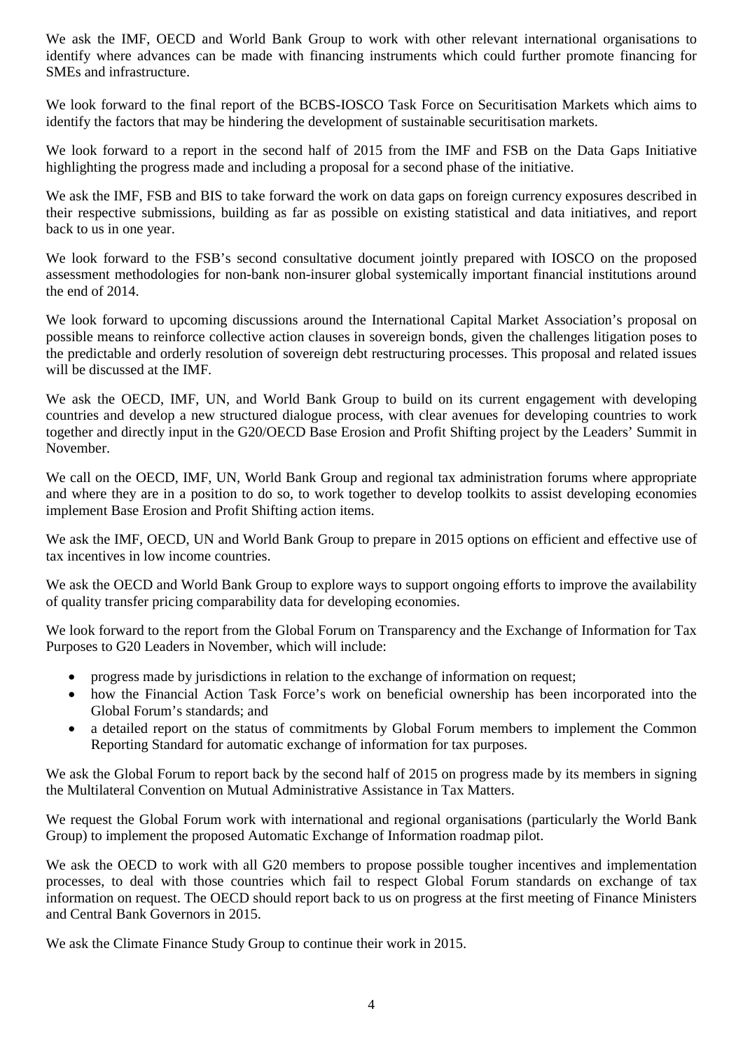We ask the IMF, OECD and World Bank Group to work with other relevant international organisations to identify where advances can be made with financing instruments which could further promote financing for SMEs and infrastructure.

We look forward to the final report of the BCBS-IOSCO Task Force on Securitisation Markets which aims to identify the factors that may be hindering the development of sustainable securitisation markets.

We look forward to a report in the second half of 2015 from the IMF and FSB on the Data Gaps Initiative highlighting the progress made and including a proposal for a second phase of the initiative.

We ask the IMF, FSB and BIS to take forward the work on data gaps on foreign currency exposures described in their respective submissions, building as far as possible on existing statistical and data initiatives, and report back to us in one year.

We look forward to the FSB's second consultative document jointly prepared with IOSCO on the proposed assessment methodologies for non-bank non-insurer global systemically important financial institutions around the end of 2014.

We look forward to upcoming discussions around the International Capital Market Association's proposal on possible means to reinforce collective action clauses in sovereign bonds, given the challenges litigation poses to the predictable and orderly resolution of sovereign debt restructuring processes. This proposal and related issues will be discussed at the IMF.

We ask the OECD, IMF, UN, and World Bank Group to build on its current engagement with developing countries and develop a new structured dialogue process, with clear avenues for developing countries to work together and directly input in the G20/OECD Base Erosion and Profit Shifting project by the Leaders' Summit in November.

We call on the OECD, IMF, UN, World Bank Group and regional tax administration forums where appropriate and where they are in a position to do so, to work together to develop toolkits to assist developing economies implement Base Erosion and Profit Shifting action items.

We ask the IMF, OECD, UN and World Bank Group to prepare in 2015 options on efficient and effective use of tax incentives in low income countries.

We ask the OECD and World Bank Group to explore ways to support ongoing efforts to improve the availability of quality transfer pricing comparability data for developing economies.

We look forward to the report from the Global Forum on Transparency and the Exchange of Information for Tax Purposes to G20 Leaders in November, which will include:

- progress made by jurisdictions in relation to the exchange of information on request;
- how the Financial Action Task Force's work on beneficial ownership has been incorporated into the Global Forum's standards; and
- a detailed report on the status of commitments by Global Forum members to implement the Common Reporting Standard for automatic exchange of information for tax purposes.

We ask the Global Forum to report back by the second half of 2015 on progress made by its members in signing the Multilateral Convention on Mutual Administrative Assistance in Tax Matters.

We request the Global Forum work with international and regional organisations (particularly the World Bank Group) to implement the proposed Automatic Exchange of Information roadmap pilot.

We ask the OECD to work with all G20 members to propose possible tougher incentives and implementation processes, to deal with those countries which fail to respect Global Forum standards on exchange of tax information on request. The OECD should report back to us on progress at the first meeting of Finance Ministers and Central Bank Governors in 2015.

We ask the Climate Finance Study Group to continue their work in 2015.